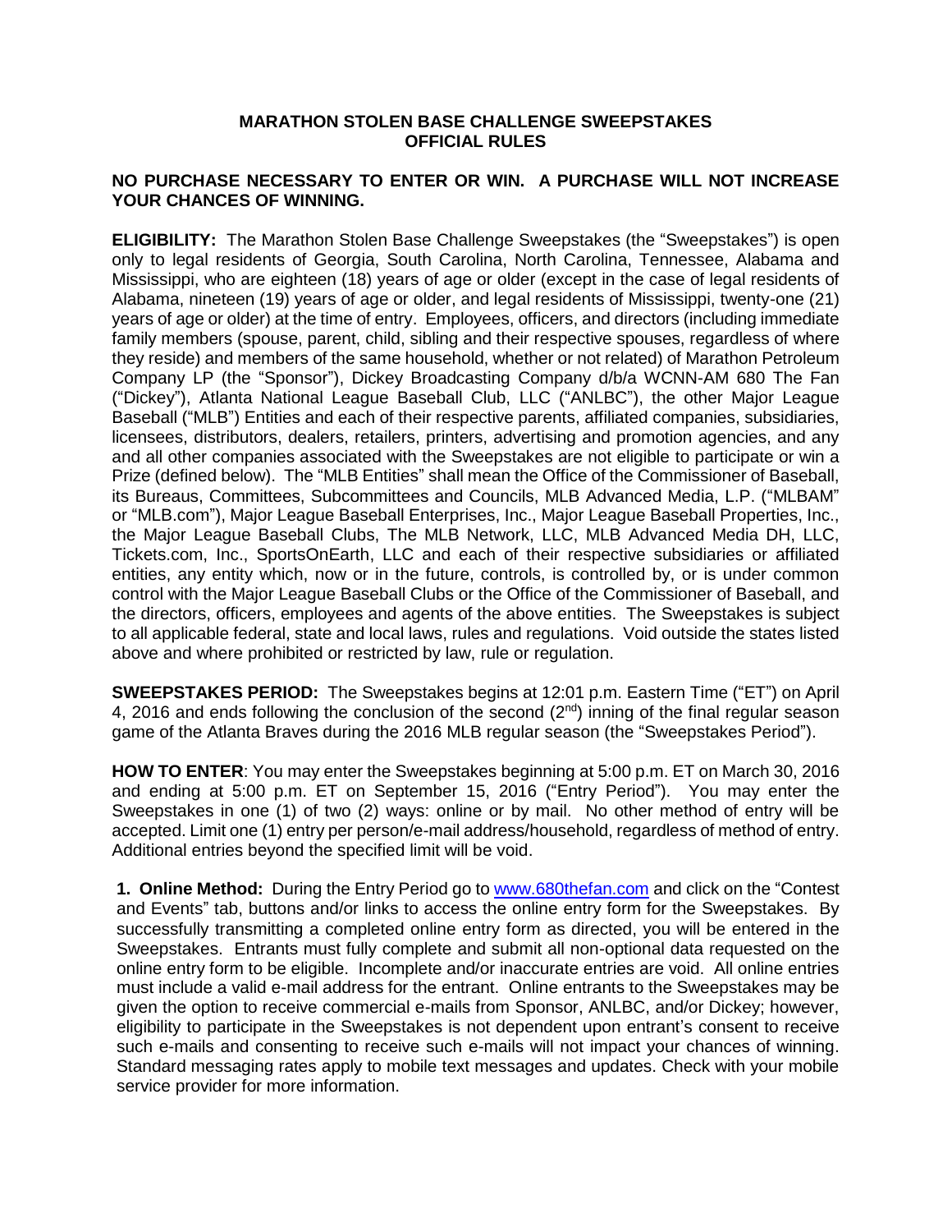# MARATHON STOLEN BASE CHALLENGE SWEEPSTAKES OFFICIAL RULES

**NO PURCHASE NECESSARY TO ENTER OR WIN. A PURCHASE WILL NOT INCREASE YOUR CHANCES OF WINNING.**

**ELIGIBILITY:** The Marathon Stolen Base Challenge Sweepstakes (the "Sweepstakes") is open only to legal residents of Georgia, South Carolina, North Carolina, Tennessee, Alabama and Mississippi, who are eighteen (18) years of age or older (except in the case of legal residents of Alabama, nineteen (19) years of age or older, and legal residents of Mississippi, twenty-one (21) years of age or older) at the time of entry. Employees, officers, and directors (including immediate family members (spouse, parent, child, sibling and their respective spouses, regardless of where they reside) and members of the same household, whether or not related) of Marathon Petroleum Company LP (the "Sponsor"), Dickey Broadcasting Company d/b/a WCNN-AM 680 The Fan ("Dickey"), Atlanta National League Baseball Club, LLC ("ANLBC"), the other Major League Baseball ("MLB") Entities and each of their respective parents, affiliated companies, subsidiaries, licensees, distributors, dealers, retailers, printers, advertising and promotion agencies, and any and all other companies associated with the Sweepstakes are not eligible to participate or win a Prize (defined below). The "MLB Entities" shall mean the Office of the Commissioner of Baseball, its Bureaus, Committees, Subcommittees and Councils, MLB Advanced Media, L.P. ("MLBAM" or "MLB.com"), Major League Baseball Enterprises, Inc., Major League Baseball Properties, Inc., the Major League Baseball Clubs, The MLB Network, LLC, MLB Advanced Media DH, LLC, Tickets.com, Inc., SportsOnEarth, LLC and each of their respective subsidiaries or affiliated entities, any entity which, now or in the future, controls, is controlled by, or is under common control with the Major League Baseball Clubs or the Office of the Commissioner of Baseball, and the directors, officers, employees and agents of the above entities. The Sweepstakes is subject to all applicable federal, state and local laws, rules and regulations. Void outside the states listed above and where prohibited or restricted by law, rule or regulation.

**SWEEPSTAKES PERIOD:** The Sweepstakes begins at 12:01 p.m. Eastern Time ("ET") on April 4, 2016 and ends following the conclusion of the second (2nd) inning of the final regular season game of the Atlanta Braves during the 2016 MLB regular season (the "Sweepstakes Period").

**HOW TO ENTER**: You may enter the Sweepstakes beginning at 5:00 p.m. ET on March 30, 2016 and ending at 5:00 p.m. ET on September 15, 2016 ("Entry Period"). You may enter the Sweepstakes in one (1) of two (2) ways: online or by mail. No other method of entry will be accepted. Limit one (1) entry per person/e-mail address/household, regardless of method of entry. Additional entries beyond the specified limit will be void.

**1. Online Method:** During the Entry Period go to www.680thefan.com and click on the "Contest and Events" tab, buttons and/or links to access the online entry form for the Sweepstakes. By successfully transmitting a completed online entry form as directed, you will be entered in the Sweepstakes. Entrants must fully complete and submit all non-optional data requested on the online entry form to be eligible. Incomplete and/or inaccurate entries are void. All online entries must include a valid e-mail address for the entrant. Online entrants to the Sweepstakes may be given the option to receive commercial e-mails from Sponsor, ANLBC, and/or Dickey; however, eligibility to participate in the Sweepstakes is not dependent upon entrant's consent to receive such e-mails and consenting to receive such e-mails will not impact your chances of winning. Standard messaging rates apply to mobile text messages and updates. Check with your mobile service provider for more information.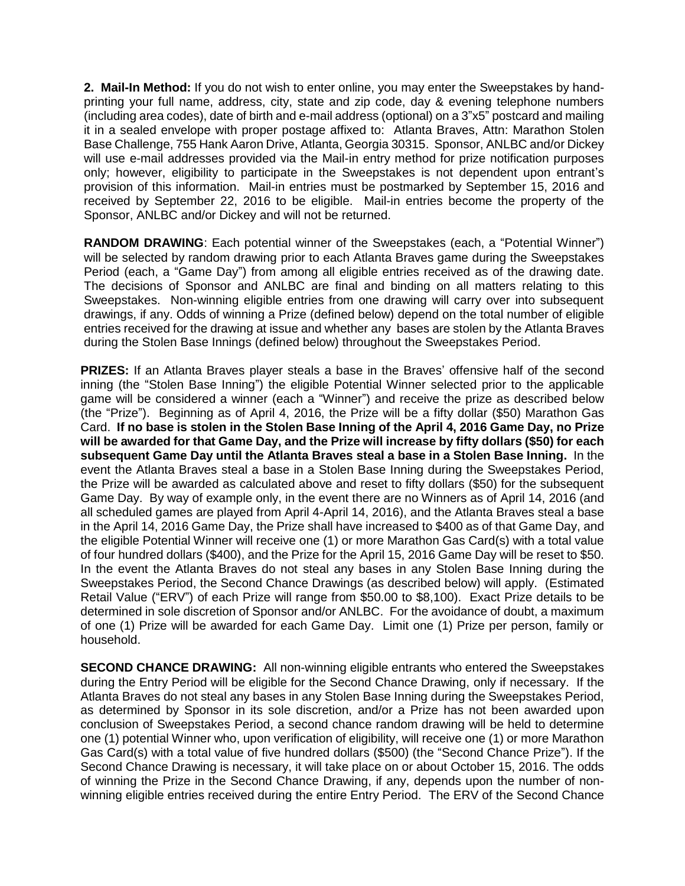**2. Mail-In Method:** If you do not wish to enter online, you may enter the Sweepstakes by hand-printing your full name, address, city, state and zip code, day & evening telephone numbers (including area codes), date of birth and e-mail address (optional) on a 3"x5" postcard and mailing it in a sealed envelope with proper postage affixed to: Atlanta Braves, Attn: Marathon Stolen Base Challenge, 755 Hank Aaron Drive, Atlanta, Georgia 30315. Sponsor, ANLBC and/or Dickey will use e-mail addresses provided via the Mail-in entry method for prize notification purposes only; however, eligibility to participate in the Sweepstakes is not dependent upon entrant's provision of this information. Mail-in entries must be postmarked by September 15, 2016 and received by September 22, 2016 to be eligible. Mail-in entries become the property of the Sponsor, ANLBC and/or Dickey and will not be returned.

**RANDOM DRAWING**: Each potential winner of the Sweepstakes (each, a "Potential Winner") will be selected by random drawing prior to each Atlanta Braves game during the Sweepstakes Period (each, a "Game Day") from among all eligible entries received as of the drawing date. The decisions of Sponsor and ANLBC are final and binding on all matters relating to this Sweepstakes. Non-winning eligible entries from one drawing will carry over into subsequent drawings, if any. Odds of winning a Prize (defined below) depend on the total number of eligible entries received for the drawing at issue and whether any bases are stolen by the Atlanta Braves during the Stolen Base Innings (defined below) throughout the Sweepstakes Period.

**PRIZES:** If an Atlanta Braves player steals a base in the Braves' offensive half of the second inning (the "Stolen Base Inning") the eligible Potential Winner selected prior to the applicable game will be considered a winner (each a "Winner") and receive the prize as described below (the "Prize"). Beginning as of April 4, 2016, the Prize will be a fifty dollar ($50) Marathon Gas Card. **If no base is stolen in the Stolen Base Inning of the April 4, 2016 Game Day, no Prize will be awarded for that Game Day, and the Prize will increase by fifty dollars ($50) for each subsequent Game Day until the Atlanta Braves steal a base in a Stolen Base Inning.** In the event the Atlanta Braves steal a base in a Stolen Base Inning during the Sweepstakes Period, the Prize will be awarded as calculated above and reset to fifty dollars ($50) for the subsequent Game Day. By way of example only, in the event there are no Winners as of April 14, 2016 (and all scheduled games are played from April 4-April 14, 2016), and the Atlanta Braves steal a base in the April 14, 2016 Game Day, the Prize shall have increased to $400 as of that Game Day, and the eligible Potential Winner will receive one (1) or more Marathon Gas Card(s) with a total value of four hundred dollars ($400), and the Prize for the April 15, 2016 Game Day will be reset to $50. In the event the Atlanta Braves do not steal any bases in any Stolen Base Inning during the Sweepstakes Period, the Second Chance Drawings (as described below) will apply. (Estimated Retail Value ("ERV") of each Prize will range from $50.00 to $8,100). Exact Prize details to be determined in sole discretion of Sponsor and/or ANLBC. For the avoidance of doubt, a maximum of one (1) Prize will be awarded for each Game Day. Limit one (1) Prize per person, family or household.

**SECOND CHANCE DRAWING:** All non-winning eligible entrants who entered the Sweepstakes during the Entry Period will be eligible for the Second Chance Drawing, only if necessary. If the Atlanta Braves do not steal any bases in any Stolen Base Inning during the Sweepstakes Period, as determined by Sponsor in its sole discretion, and/or a Prize has not been awarded upon conclusion of Sweepstakes Period, a second chance random drawing will be held to determine one (1) potential Winner who, upon verification of eligibility, will receive one (1) or more Marathon Gas Card(s) with a total value of five hundred dollars ($500) (the "Second Chance Prize"). If the Second Chance Drawing is necessary, it will take place on or about October 15, 2016. The odds of winning the Prize in the Second Chance Drawing, if any, depends upon the number of non-winning eligible entries received during the entire Entry Period. The ERV of the Second Chance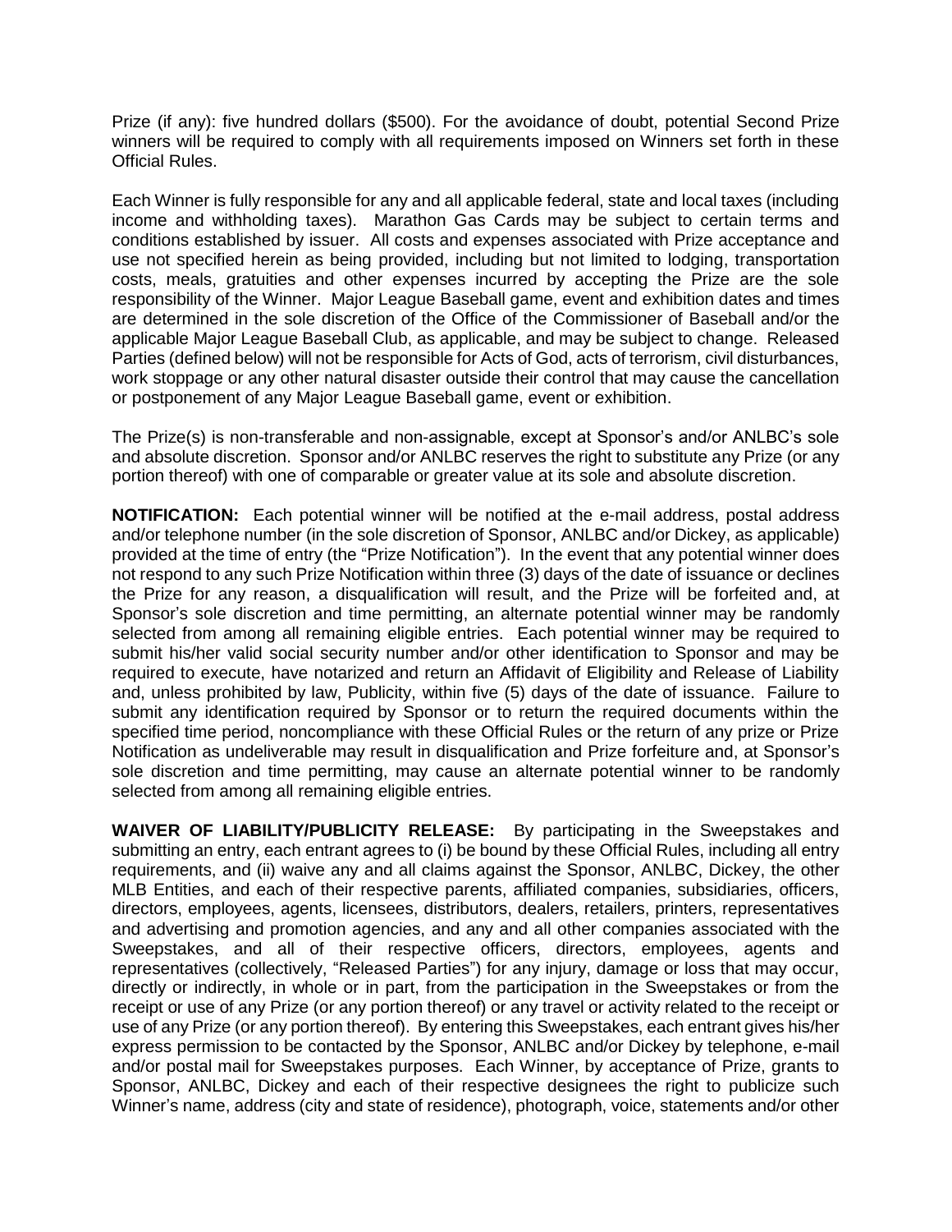Prize (if any): five hundred dollars ($500). For the avoidance of doubt, potential Second Prize winners will be required to comply with all requirements imposed on Winners set forth in these Official Rules.

Each Winner is fully responsible for any and all applicable federal, state and local taxes (including income and withholding taxes). Marathon Gas Cards may be subject to certain terms and conditions established by issuer. All costs and expenses associated with Prize acceptance and use not specified herein as being provided, including but not limited to lodging, transportation costs, meals, gratuities and other expenses incurred by accepting the Prize are the sole responsibility of the Winner. Major League Baseball game, event and exhibition dates and times are determined in the sole discretion of the Office of the Commissioner of Baseball and/or the applicable Major League Baseball Club, as applicable, and may be subject to change. Released Parties (defined below) will not be responsible for Acts of God, acts of terrorism, civil disturbances, work stoppage or any other natural disaster outside their control that may cause the cancellation or postponement of any Major League Baseball game, event or exhibition.

The Prize(s) is non-transferable and non-assignable, except at Sponsor's and/or ANLBC's sole and absolute discretion. Sponsor and/or ANLBC reserves the right to substitute any Prize (or any portion thereof) with one of comparable or greater value at its sole and absolute discretion.

**NOTIFICATION:** Each potential winner will be notified at the e-mail address, postal address and/or telephone number (in the sole discretion of Sponsor, ANLBC and/or Dickey, as applicable) provided at the time of entry (the "Prize Notification"). In the event that any potential winner does not respond to any such Prize Notification within three (3) days of the date of issuance or declines the Prize for any reason, a disqualification will result, and the Prize will be forfeited and, at Sponsor's sole discretion and time permitting, an alternate potential winner may be randomly selected from among all remaining eligible entries. Each potential winner may be required to submit his/her valid social security number and/or other identification to Sponsor and may be required to execute, have notarized and return an Affidavit of Eligibility and Release of Liability and, unless prohibited by law, Publicity, within five (5) days of the date of issuance. Failure to submit any identification required by Sponsor or to return the required documents within the specified time period, noncompliance with these Official Rules or the return of any prize or Prize Notification as undeliverable may result in disqualification and Prize forfeiture and, at Sponsor's sole discretion and time permitting, may cause an alternate potential winner to be randomly selected from among all remaining eligible entries.

**WAIVER OF LIABILITY/PUBLICITY RELEASE:** By participating in the Sweepstakes and submitting an entry, each entrant agrees to (i) be bound by these Official Rules, including all entry requirements, and (ii) waive any and all claims against the Sponsor, ANLBC, Dickey, the other MLB Entities, and each of their respective parents, affiliated companies, subsidiaries, officers, directors, employees, agents, licensees, distributors, dealers, retailers, printers, representatives and advertising and promotion agencies, and any and all other companies associated with the Sweepstakes, and all of their respective officers, directors, employees, agents and representatives (collectively, "Released Parties") for any injury, damage or loss that may occur, directly or indirectly, in whole or in part, from the participation in the Sweepstakes or from the receipt or use of any Prize (or any portion thereof) or any travel or activity related to the receipt or use of any Prize (or any portion thereof). By entering this Sweepstakes, each entrant gives his/her express permission to be contacted by the Sponsor, ANLBC and/or Dickey by telephone, e-mail and/or postal mail for Sweepstakes purposes. Each Winner, by acceptance of Prize, grants to Sponsor, ANLBC, Dickey and each of their respective designees the right to publicize such Winner's name, address (city and state of residence), photograph, voice, statements and/or other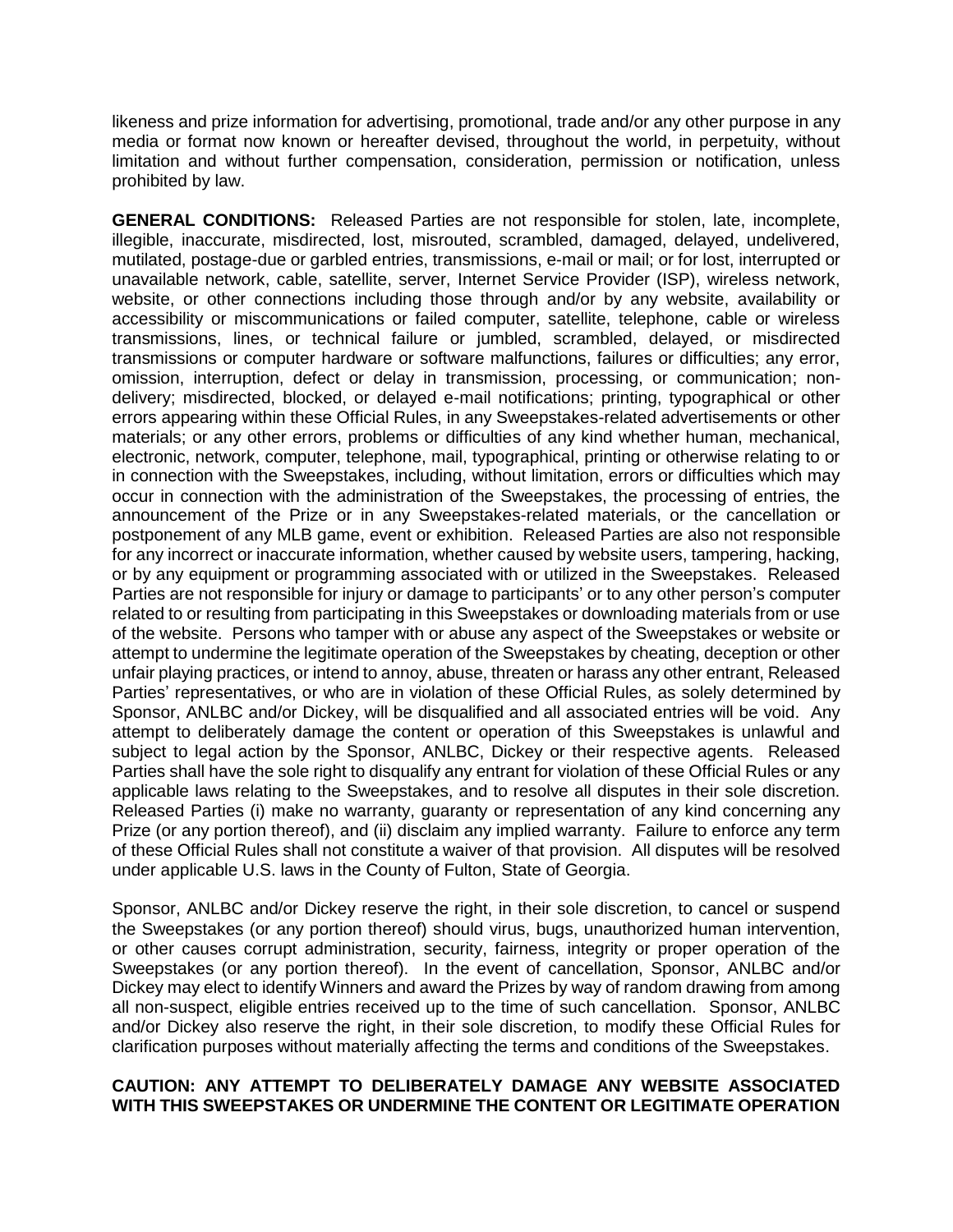likeness and prize information for advertising, promotional, trade and/or any other purpose in any media or format now known or hereafter devised, throughout the world, in perpetuity, without limitation and without further compensation, consideration, permission or notification, unless prohibited by law.

**GENERAL CONDITIONS:** Released Parties are not responsible for stolen, late, incomplete, illegible, inaccurate, misdirected, lost, misrouted, scrambled, damaged, delayed, undelivered, mutilated, postage-due or garbled entries, transmissions, e-mail or mail; or for lost, interrupted or unavailable network, cable, satellite, server, Internet Service Provider (ISP), wireless network, website, or other connections including those through and/or by any website, availability or accessibility or miscommunications or failed computer, satellite, telephone, cable or wireless transmissions, lines, or technical failure or jumbled, scrambled, delayed, or misdirected transmissions or computer hardware or software malfunctions, failures or difficulties; any error, omission, interruption, defect or delay in transmission, processing, or communication; non-delivery; misdirected, blocked, or delayed e-mail notifications; printing, typographical or other errors appearing within these Official Rules, in any Sweepstakes-related advertisements or other materials; or any other errors, problems or difficulties of any kind whether human, mechanical, electronic, network, computer, telephone, mail, typographical, printing or otherwise relating to or in connection with the Sweepstakes, including, without limitation, errors or difficulties which may occur in connection with the administration of the Sweepstakes, the processing of entries, the announcement of the Prize or in any Sweepstakes-related materials, or the cancellation or postponement of any MLB game, event or exhibition. Released Parties are also not responsible for any incorrect or inaccurate information, whether caused by website users, tampering, hacking, or by any equipment or programming associated with or utilized in the Sweepstakes. Released Parties are not responsible for injury or damage to participants' or to any other person's computer related to or resulting from participating in this Sweepstakes or downloading materials from or use of the website. Persons who tamper with or abuse any aspect of the Sweepstakes or website or attempt to undermine the legitimate operation of the Sweepstakes by cheating, deception or other unfair playing practices, or intend to annoy, abuse, threaten or harass any other entrant, Released Parties' representatives, or who are in violation of these Official Rules, as solely determined by Sponsor, ANLBC and/or Dickey, will be disqualified and all associated entries will be void. Any attempt to deliberately damage the content or operation of this Sweepstakes is unlawful and subject to legal action by the Sponsor, ANLBC, Dickey or their respective agents. Released Parties shall have the sole right to disqualify any entrant for violation of these Official Rules or any applicable laws relating to the Sweepstakes, and to resolve all disputes in their sole discretion. Released Parties (i) make no warranty, guaranty or representation of any kind concerning any Prize (or any portion thereof), and (ii) disclaim any implied warranty. Failure to enforce any term of these Official Rules shall not constitute a waiver of that provision. All disputes will be resolved under applicable U.S. laws in the County of Fulton, State of Georgia.

Sponsor, ANLBC and/or Dickey reserve the right, in their sole discretion, to cancel or suspend the Sweepstakes (or any portion thereof) should virus, bugs, unauthorized human intervention, or other causes corrupt administration, security, fairness, integrity or proper operation of the Sweepstakes (or any portion thereof). In the event of cancellation, Sponsor, ANLBC and/or Dickey may elect to identify Winners and award the Prizes by way of random drawing from among all non-suspect, eligible entries received up to the time of such cancellation. Sponsor, ANLBC and/or Dickey also reserve the right, in their sole discretion, to modify these Official Rules for clarification purposes without materially affecting the terms and conditions of the Sweepstakes.

**CAUTION: ANY ATTEMPT TO DELIBERATELY DAMAGE ANY WEBSITE ASSOCIATED WITH THIS SWEEPSTAKES OR UNDERMINE THE CONTENT OR LEGITIMATE OPERATION**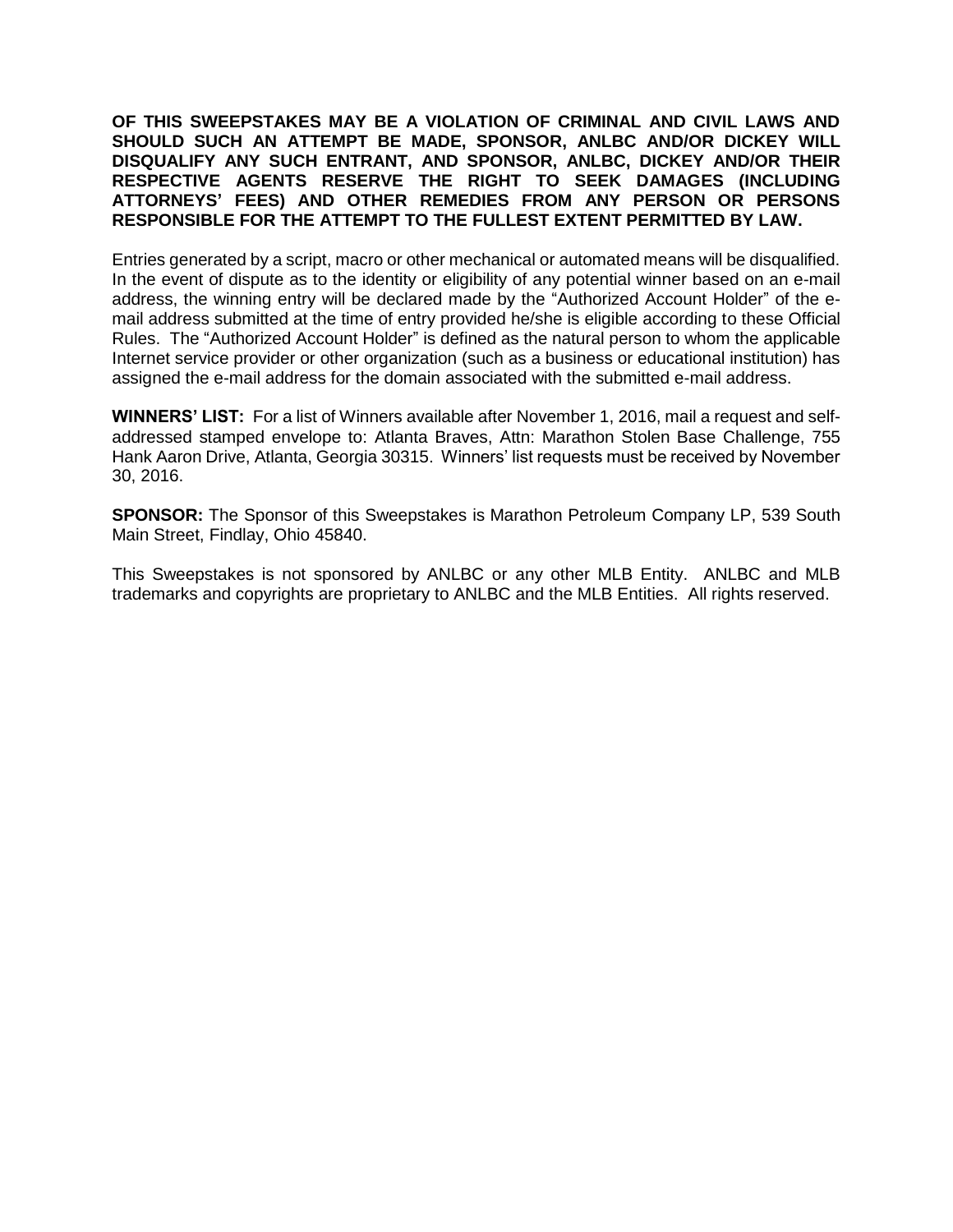**OF THIS SWEEPSTAKES MAY BE A VIOLATION OF CRIMINAL AND CIVIL LAWS AND SHOULD SUCH AN ATTEMPT BE MADE, SPONSOR, ANLBC AND/OR DICKEY WILL DISQUALIFY ANY SUCH ENTRANT, AND SPONSOR, ANLBC, DICKEY AND/OR THEIR RESPECTIVE AGENTS RESERVE THE RIGHT TO SEEK DAMAGES (INCLUDING ATTORNEYS' FEES) AND OTHER REMEDIES FROM ANY PERSON OR PERSONS RESPONSIBLE FOR THE ATTEMPT TO THE FULLEST EXTENT PERMITTED BY LAW.**

Entries generated by a script, macro or other mechanical or automated means will be disqualified. In the event of dispute as to the identity or eligibility of any potential winner based on an e-mail address, the winning entry will be declared made by the "Authorized Account Holder" of the e-mail address submitted at the time of entry provided he/she is eligible according to these Official Rules. The "Authorized Account Holder" is defined as the natural person to whom the applicable Internet service provider or other organization (such as a business or educational institution) has assigned the e-mail address for the domain associated with the submitted e-mail address.

**WINNERS' LIST:** For a list of Winners available after November 1, 2016, mail a request and self-addressed stamped envelope to: Atlanta Braves, Attn: Marathon Stolen Base Challenge, 755 Hank Aaron Drive, Atlanta, Georgia 30315. Winners' list requests must be received by November 30, 2016.

**SPONSOR:** The Sponsor of this Sweepstakes is Marathon Petroleum Company LP, 539 South Main Street, Findlay, Ohio 45840.

This Sweepstakes is not sponsored by ANLBC or any other MLB Entity. ANLBC and MLB trademarks and copyrights are proprietary to ANLBC and the MLB Entities. All rights reserved.